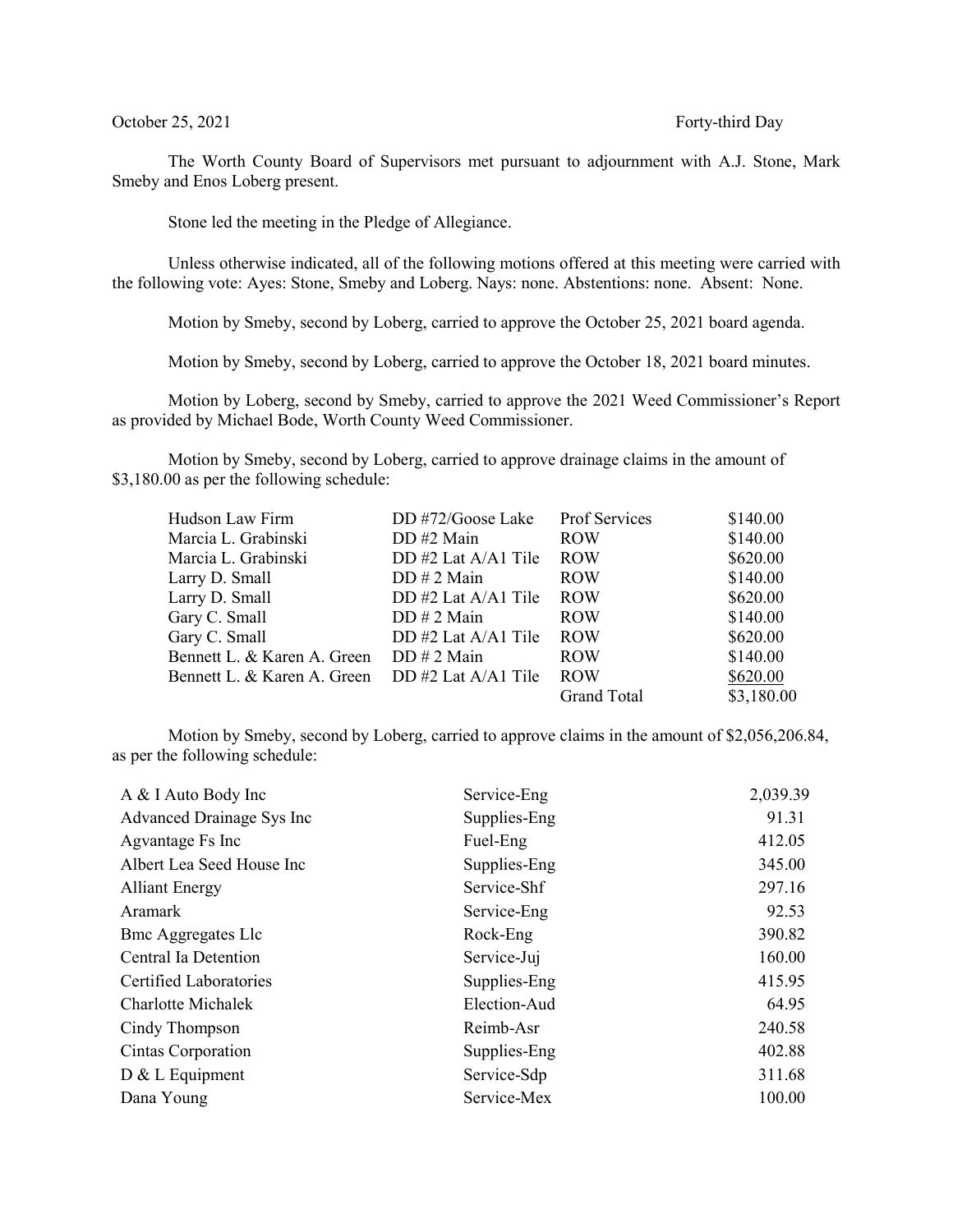October 25, 2021 Forty-third Day

The Worth County Board of Supervisors met pursuant to adjournment with A.J. Stone, Mark Smeby and Enos Loberg present.

Stone led the meeting in the Pledge of Allegiance.

Unless otherwise indicated, all of the following motions offered at this meeting were carried with the following vote: Ayes: Stone, Smeby and Loberg. Nays: none. Abstentions: none. Absent: None.

Motion by Smeby, second by Loberg, carried to approve the October 25, 2021 board agenda.

Motion by Smeby, second by Loberg, carried to approve the October 18, 2021 board minutes.

Motion by Loberg, second by Smeby, carried to approve the 2021 Weed Commissioner's Report as provided by Michael Bode, Worth County Weed Commissioner.

Motion by Smeby, second by Loberg, carried to approve drainage claims in the amount of $3,180.00 as per the following schedule:

| | | | |
|---|---|---|---|
| Hudson Law Firm | DD #72/Goose Lake | Prof Services | $140.00 |
| Marcia L. Grabinski | DD #2 Main | ROW | $140.00 |
| Marcia L. Grabinski | DD #2 Lat A/A1 Tile | ROW | $620.00 |
| Larry D. Small | DD # 2 Main | ROW | $140.00 |
| Larry D. Small | DD #2 Lat A/A1 Tile | ROW | $620.00 |
| Gary C. Small | DD # 2 Main | ROW | $140.00 |
| Gary C. Small | DD #2 Lat A/A1 Tile | ROW | $620.00 |
| Bennett L. & Karen A. Green | DD # 2 Main | ROW | $140.00 |
| Bennett L. & Karen A. Green | DD #2 Lat A/A1 Tile | ROW | $620.00 |
| | | Grand Total | $3,180.00 |

Motion by Smeby, second by Loberg, carried to approve claims in the amount of $2,056,206.84, as per the following schedule:

| | | |
|---|---|---|
| A & I Auto Body Inc | Service-Eng | 2,039.39 |
| Advanced Drainage Sys Inc | Supplies-Eng | 91.31 |
| Agvantage Fs Inc | Fuel-Eng | 412.05 |
| Albert Lea Seed House Inc | Supplies-Eng | 345.00 |
| Alliant Energy | Service-Shf | 297.16 |
| Aramark | Service-Eng | 92.53 |
| Bmc Aggregates Llc | Rock-Eng | 390.82 |
| Central Ia Detention | Service-Juj | 160.00 |
| Certified Laboratories | Supplies-Eng | 415.95 |
| Charlotte Michalek | Election-Aud | 64.95 |
| Cindy Thompson | Reimb-Asr | 240.58 |
| Cintas Corporation | Supplies-Eng | 402.88 |
| D & L Equipment | Service-Sdp | 311.68 |
| Dana Young | Service-Mex | 100.00 |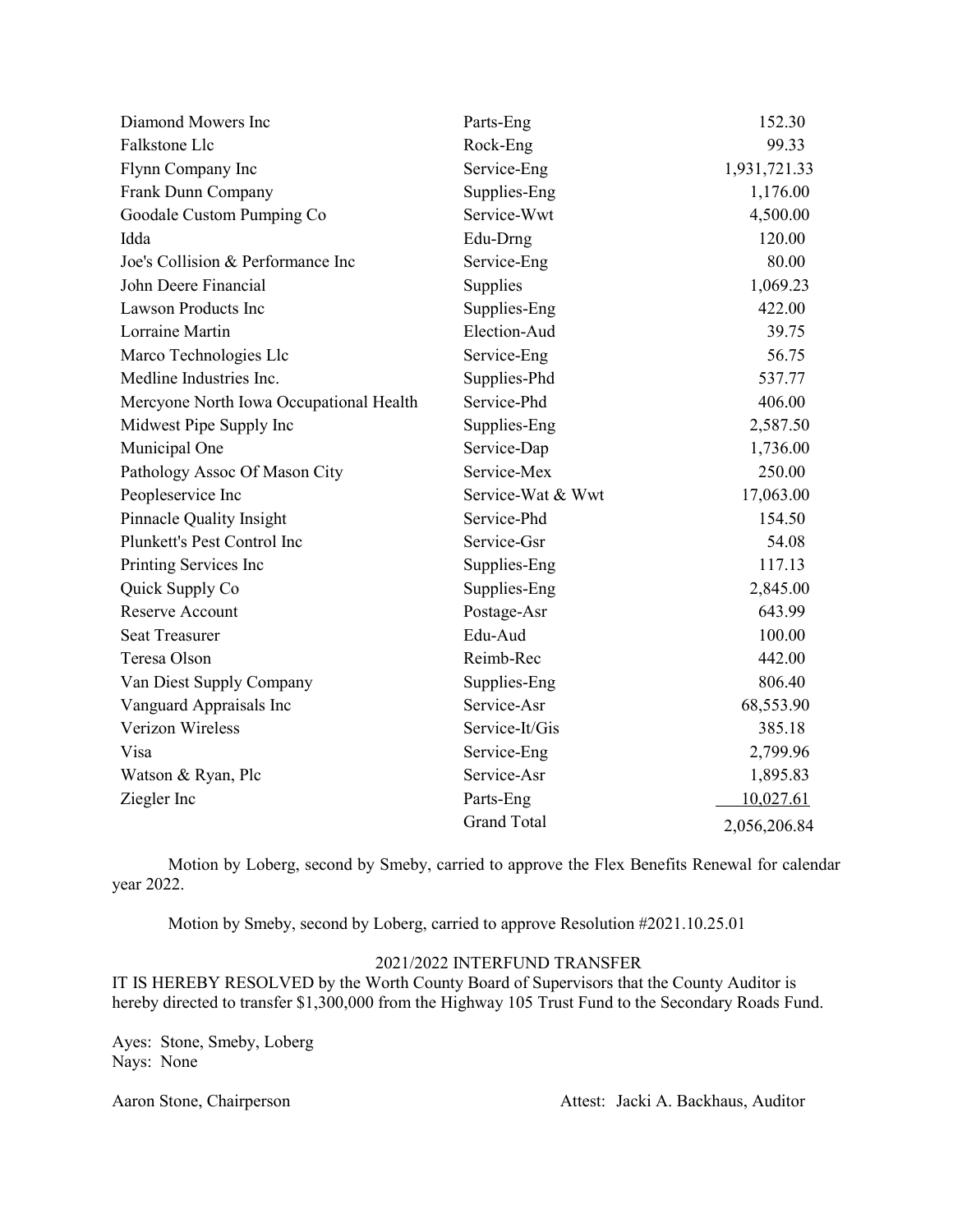| | | |
|---|---|---|
| Diamond Mowers Inc | Parts-Eng | 152.30 |
| Falkstone Llc | Rock-Eng | 99.33 |
| Flynn Company Inc | Service-Eng | 1,931,721.33 |
| Frank Dunn Company | Supplies-Eng | 1,176.00 |
| Goodale Custom Pumping Co | Service-Wwt | 4,500.00 |
| Idda | Edu-Drng | 120.00 |
| Joe's Collision & Performance Inc | Service-Eng | 80.00 |
| John Deere Financial | Supplies | 1,069.23 |
| Lawson Products Inc | Supplies-Eng | 422.00 |
| Lorraine Martin | Election-Aud | 39.75 |
| Marco Technologies Llc | Service-Eng | 56.75 |
| Medline Industries Inc. | Supplies-Phd | 537.77 |
| Mercyone North Iowa Occupational Health | Service-Phd | 406.00 |
| Midwest Pipe Supply Inc | Supplies-Eng | 2,587.50 |
| Municipal One | Service-Dap | 1,736.00 |
| Pathology Assoc Of Mason City | Service-Mex | 250.00 |
| Peopleservice Inc | Service-Wat & Wwt | 17,063.00 |
| Pinnacle Quality Insight | Service-Phd | 154.50 |
| Plunkett's Pest Control Inc | Service-Gsr | 54.08 |
| Printing Services Inc | Supplies-Eng | 117.13 |
| Quick Supply Co | Supplies-Eng | 2,845.00 |
| Reserve Account | Postage-Asr | 643.99 |
| Seat Treasurer | Edu-Aud | 100.00 |
| Teresa Olson | Reimb-Rec | 442.00 |
| Van Diest Supply Company | Supplies-Eng | 806.40 |
| Vanguard Appraisals Inc | Service-Asr | 68,553.90 |
| Verizon Wireless | Service-It/Gis | 385.18 |
| Visa | Service-Eng | 2,799.96 |
| Watson & Ryan, Plc | Service-Asr | 1,895.83 |
| Ziegler Inc | Parts-Eng | 10,027.61 |
| | Grand Total | 2,056,206.84 |

Motion by Loberg, second by Smeby, carried to approve the Flex Benefits Renewal for calendar year 2022.

Motion by Smeby, second by Loberg, carried to approve Resolution #2021.10.25.01

2021/2022 INTERFUND TRANSFER

IT IS HEREBY RESOLVED by the Worth County Board of Supervisors that the County Auditor is hereby directed to transfer $1,300,000 from the Highway 105 Trust Fund to the Secondary Roads Fund.

Ayes: Stone, Smeby, Loberg
Nays: None

Aaron Stone, Chairperson                    Attest: Jacki A. Backhaus, Auditor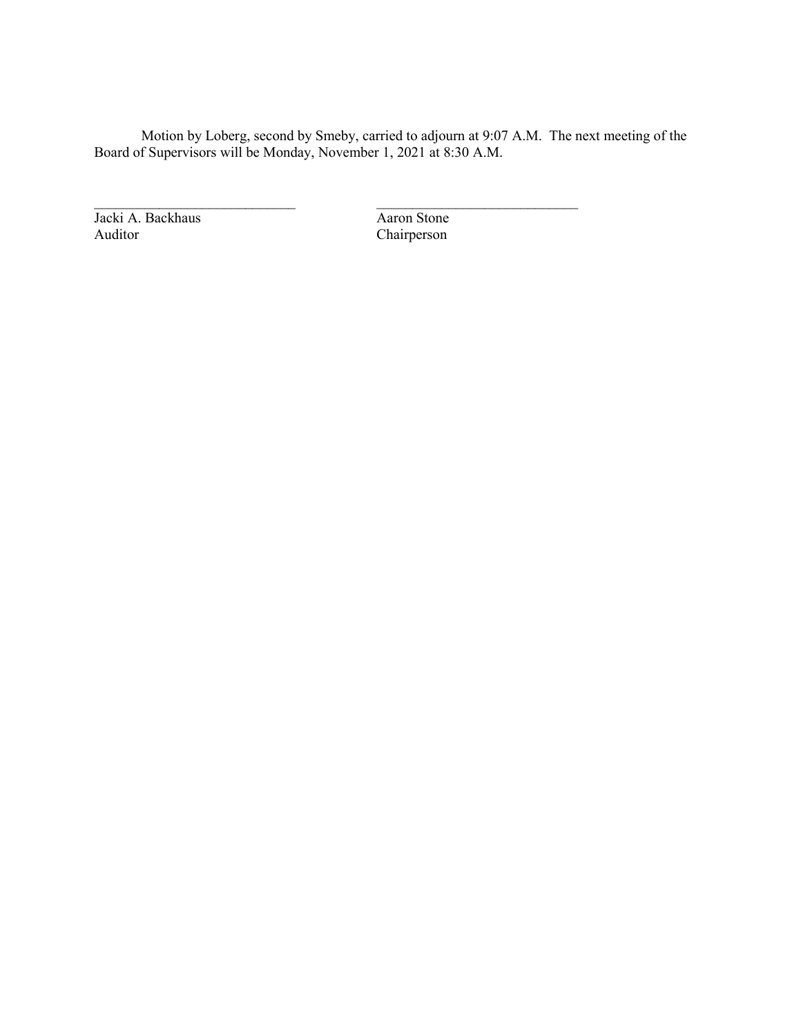Motion by Loberg, second by Smeby, carried to adjourn at 9:07 A.M. The next meeting of the Board of Supervisors will be Monday, November 1, 2021 at 8:30 A.M.

| | |
|---|---|
| ____________________________ | ____________________________ |
| Jacki A. Backhaus | Aaron Stone |
| Auditor | Chairperson |